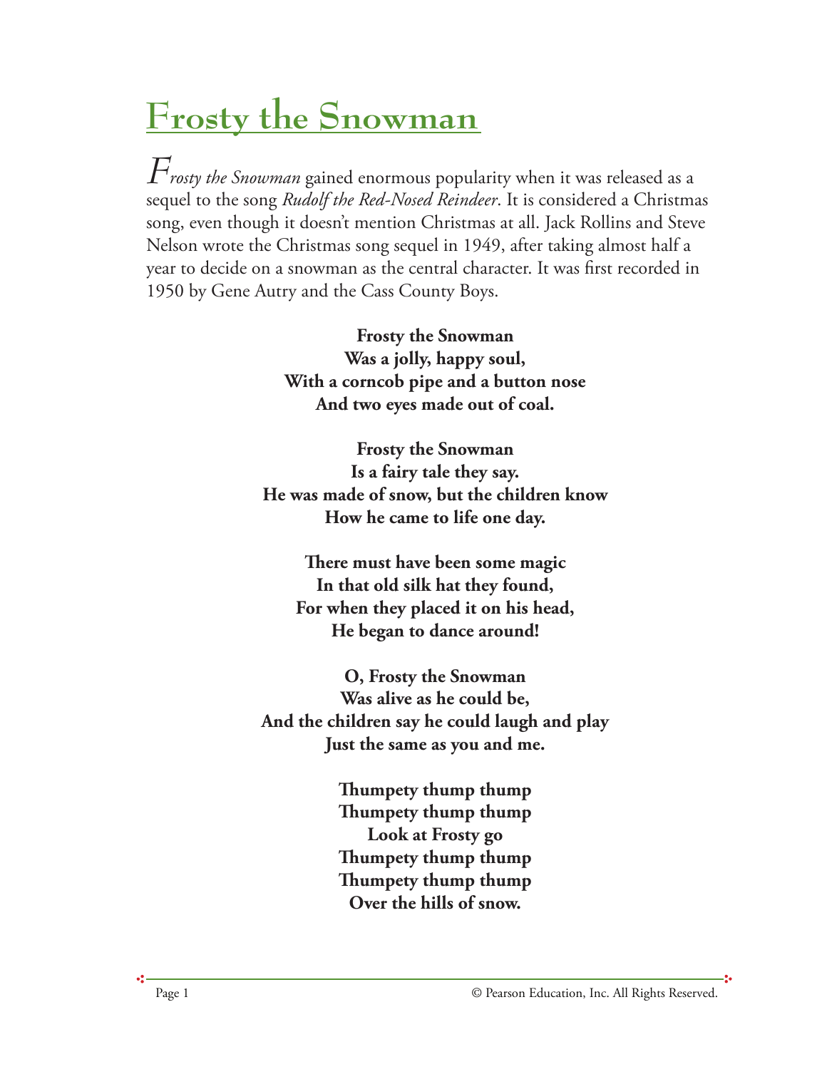# Frosty the Snowman

*Frosty the Snowman* gained enormous popularity when it was released as a sequel to the song *Rudolf the Red-Nosed Reindeer*. It is considered a Christmas song, even though it doesn't mention Christmas at all. Jack Rollins and Steve Nelson wrote the Christmas song sequel in 1949, after taking almost half a year to decide on a snowman as the central character. It was first recorded in 1950 by Gene Autry and the Cass County Boys.

**Frosty the Snowman**
**Was a jolly, happy soul,**
**With a corncob pipe and a button nose**
**And two eyes made out of coal.**

**Frosty the Snowman**
**Is a fairy tale they say.**
**He was made of snow, but the children know**
**How he came to life one day.**

**There must have been some magic**
**In that old silk hat they found,**
**For when they placed it on his head,**
**He began to dance around!**

**O, Frosty the Snowman**
**Was alive as he could be,**
**And the children say he could laugh and play**
**Just the same as you and me.**

**Thumpety thump thump**
**Thumpety thump thump**
**Look at Frosty go**
**Thumpety thump thump**
**Thumpety thump thump**
**Over the hills of snow.**

© Pearson Education, Inc. All Rights Reserved.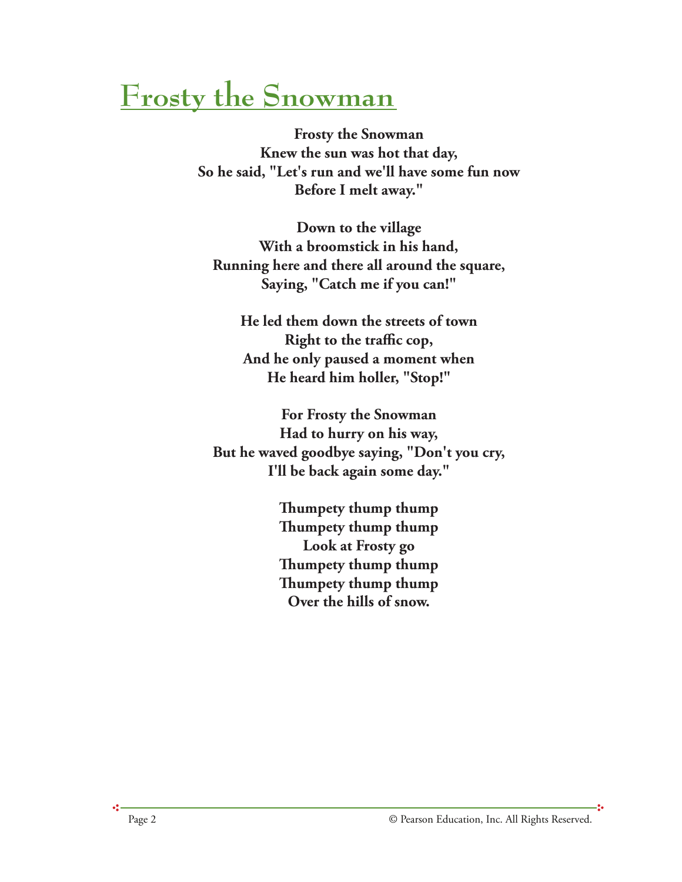# Frosty the Snowman

**Frosty the Snowman**
**Knew the sun was hot that day,**
**So he said, "Let's run and we'll have some fun now**
**Before I melt away."**

**Down to the village**
**With a broomstick in his hand,**
**Running here and there all around the square,**
**Saying, "Catch me if you can!"**

**He led them down the streets of town**
**Right to the traffic cop,**
**And he only paused a moment when**
**He heard him holler, "Stop!"**

**For Frosty the Snowman**
**Had to hurry on his way,**
**But he waved goodbye saying, "Don't you cry,**
**I'll be back again some day."**

**Thumpety thump thump**
**Thumpety thump thump**
**Look at Frosty go**
**Thumpety thump thump**
**Thumpety thump thump**
**Over the hills of snow.**

© Pearson Education, Inc. All Rights Reserved.